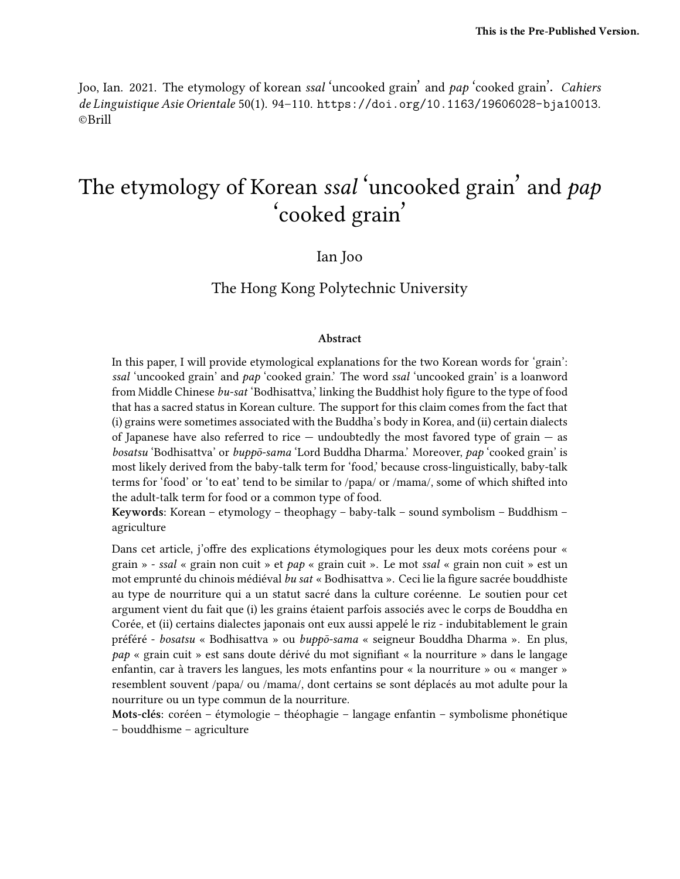This is the Pre-Published Version.

Joo, Ian. 2021. The etymology of korean *ssal* 'uncooked grain' and *pap* 'cooked grain'. *Cahiers de Linguistique Asie Orientale* 50(1). 94–110. https://doi.org/10.1163/19606028-bja10013. ©Brill

# The etymology of Korean *ssal* 'uncooked grain' and *pap* 'cooked grain'

Ian Joo

The Hong Kong Polytechnic University

### Abstract

In this paper, I will provide etymological explanations for the two Korean words for 'grain': *ssal* 'uncooked grain' and *pap* 'cooked grain.' The word *ssal* 'uncooked grain' is a loanword from Middle Chinese *bu-sat* 'Bodhisattva,' linking the Buddhist holy figure to the type of food that has a sacred status in Korean culture. The support for this claim comes from the fact that (i) grains were sometimes associated with the Buddha's body in Korea, and (ii) certain dialects of Japanese have also referred to rice — undoubtedly the most favored type of grain — as *bosatsu* 'Bodhisattva' or *buppō-sama* 'Lord Buddha Dharma.' Moreover, *pap* 'cooked grain' is most likely derived from the baby-talk term for 'food,' because cross-linguistically, baby-talk terms for 'food' or 'to eat' tend to be similar to /papa/ or /mama/, some of which shifted into the adult-talk term for food or a common type of food.

**Keywords**: Korean – etymology – theophagy – baby-talk – sound symbolism – Buddhism – agriculture

Dans cet article, j'offre des explications étymologiques pour les deux mots coréens pour « grain » - *ssal* « grain non cuit » et *pap* « grain cuit ». Le mot *ssal* « grain non cuit » est un mot emprunté du chinois médiéval *bu sat* « Bodhisattva ». Ceci lie la figure sacrée bouddhiste au type de nourriture qui a un statut sacré dans la culture coréenne. Le soutien pour cet argument vient du fait que (i) les grains étaient parfois associés avec le corps de Bouddha en Corée, et (ii) certains dialectes japonais ont eux aussi appelé le riz - indubitablement le grain préféré - *bosatsu* « Bodhisattva » ou *buppō-sama* « seigneur Bouddha Dharma ». En plus, *pap* « grain cuit » est sans doute dérivé du mot signifiant « la nourriture » dans le langage enfantin, car à travers les langues, les mots enfantins pour « la nourriture » ou « manger » resemblent souvent /papa/ ou /mama/, dont certains se sont déplacés au mot adulte pour la nourriture ou un type commun de la nourriture.

**Mots-clés**: coréen – étymologie – théophagie – langage enfantin – symbolisme phonétique – bouddhisme – agriculture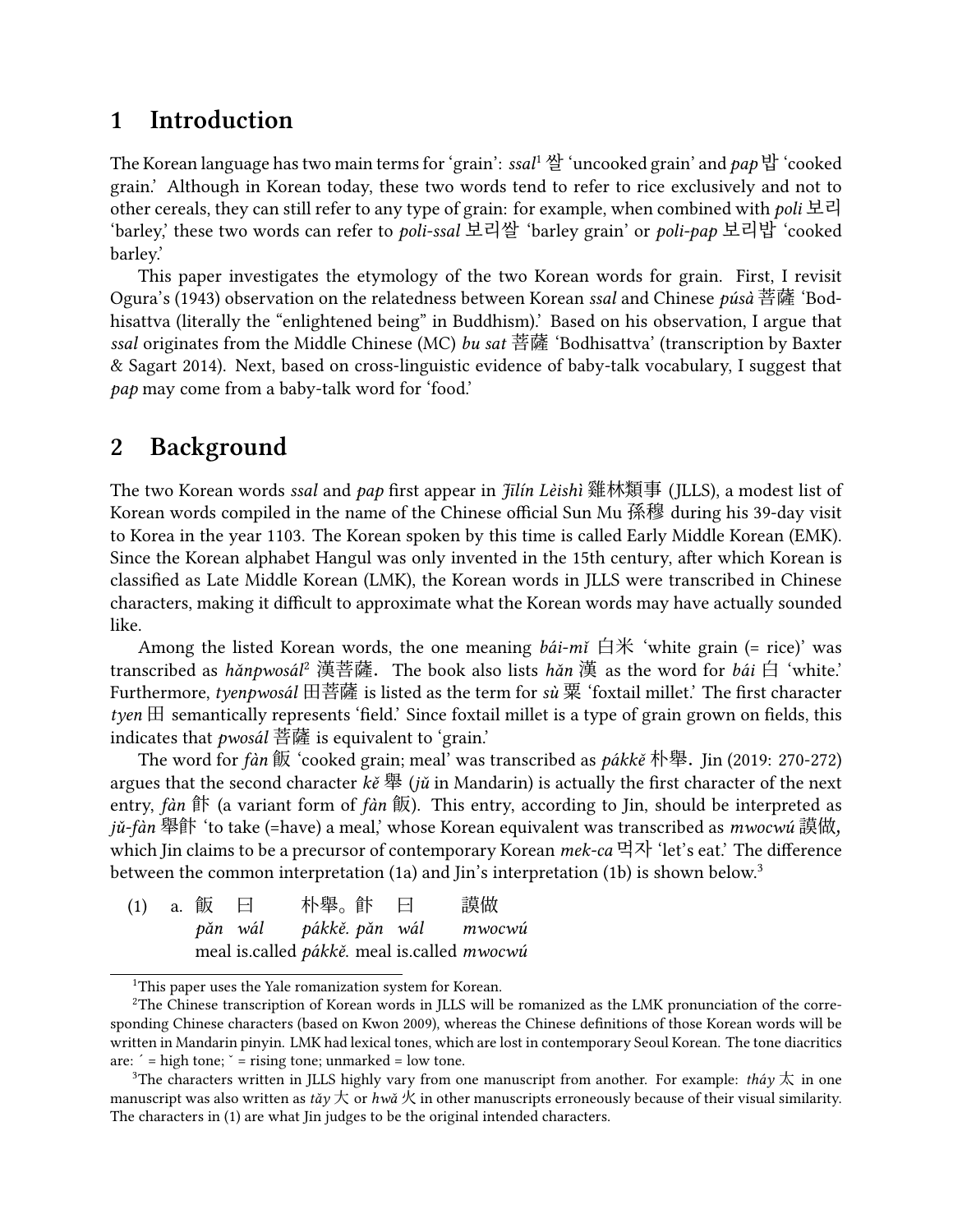## 1 Introduction

The Korean language has two main terms for 'grain': *ssal*[1] 쌀 'uncooked grain' and *pap* 밥 'cooked grain.' Although in Korean today, these two words tend to refer to rice exclusively and not to other cereals, they can still refer to any type of grain: for example, when combined with *poli* 보리 'barley,' these two words can refer to *poli-ssal* 보리쌀 'barley grain' or *poli-pap* 보리밥 'cooked barley.'

This paper investigates the etymology of the two Korean words for grain. First, I revisit Ogura's (1943) observation on the relatedness between Korean *ssal* and Chinese *púsà* 菩薩 'Bodhisattva (literally the "enlightened being" in Buddhism).' Based on his observation, I argue that *ssal* originates from the Middle Chinese (MC) *bu sat* 菩薩 'Bodhisattva' (transcription by Baxter & Sagart 2014). Next, based on cross-linguistic evidence of baby-talk vocabulary, I suggest that *pap* may come from a baby-talk word for 'food.'

## 2 Background

The two Korean words *ssal* and *pap* first appear in *Jīlín Lèishì* 雞林類事 (JLLS), a modest list of Korean words compiled in the name of the Chinese official Sun Mu 孫穆 during his 39-day visit to Korea in the year 1103. The Korean spoken by this time is called Early Middle Korean (EMK). Since the Korean alphabet Hangul was only invented in the 15th century, after which Korean is classified as Late Middle Korean (LMK), the Korean words in JLLS were transcribed in Chinese characters, making it difficult to approximate what the Korean words may have actually sounded like.

Among the listed Korean words, the one meaning *bái-mǐ* 白米 'white grain (= rice)' was transcribed as *hǎnpwosál*[2] 漢菩薩. The book also lists *hǎn* 漢 as the word for *bái* 白 'white.' Furthermore, *tyenpwosál* 田菩薩 is listed as the term for *sù* 粟 'foxtail millet.' The first character *tyen* 田 semantically represents 'field.' Since foxtail millet is a type of grain grown on fields, this indicates that *pwosál* 菩薩 is equivalent to 'grain.'

The word for *fàn* 飯 'cooked grain; meal' was transcribed as *pákkě* 朴舉. Jin (2019: 270-272) argues that the second character *kě* 舉 (*jǔ* in Mandarin) is actually the first character of the next entry, *fàn* 飰 (a variant form of *fàn* 飯). This entry, according to Jin, should be interpreted as *jǔ-fàn* 舉飰 'to take (=have) a meal,' whose Korean equivalent was transcribed as *mwocwú* 謨做, which Jin claims to be a precursor of contemporary Korean *mek-ca* 먹자 'let's eat.' The difference between the common interpretation (1a) and Jin's interpretation (1b) is shown below.[3]

(1) a. 飯 曰 朴舉。飰 曰 謨做
*pǎn wál pákkě. pǎn wál mwocwú*
meal is.called *pákkě*. meal is.called *mwocwú*

---

[1] This paper uses the Yale romanization system for Korean.

[2] The Chinese transcription of Korean words in JLLS will be romanized as the LMK pronunciation of the corresponding Chinese characters (based on Kwon 2009), whereas the Chinese definitions of those Korean words will be written in Mandarin pinyin. LMK had lexical tones, which are lost in contemporary Seoul Korean. The tone diacritics are: ´ = high tone; ˇ = rising tone; unmarked = low tone.

[3] The characters written in JLLS highly vary from one manuscript from another. For example: *tháy* 太 in one manuscript was also written as *tǎy* 大 or *hwǎ* 火 in other manuscripts erroneously because of their visual similarity. The characters in (1) are what Jin judges to be the original intended characters.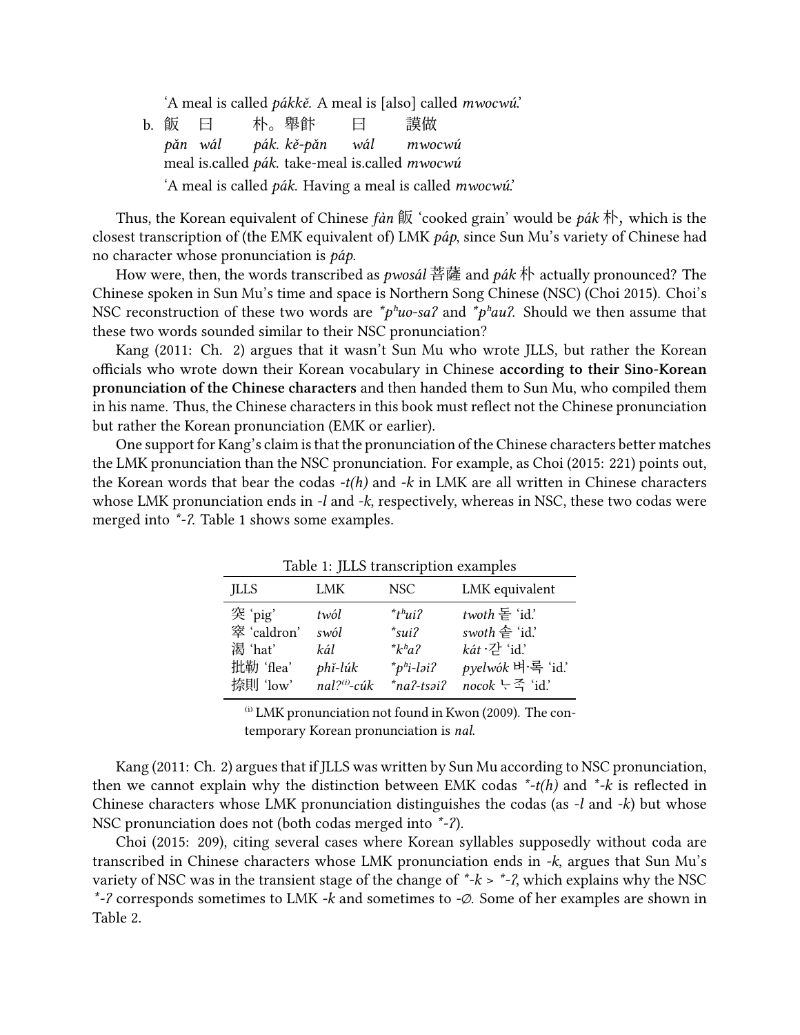'A meal is called *pákkě*. A meal is [also] called *mwocwú*.'

b. 飯　曰　朴。擧飰　曰　謨做
   *păn wál pák. kě-păn wál mwocwú*
   meal is.called *pák*. take-meal is.called *mwocwú*
   'A meal is called *pák*. Having a meal is called *mwocwú*.'

Thus, the Korean equivalent of Chinese *fàn* 飯 'cooked grain' would be *pák* 朴, which is the closest transcription of (the EMK equivalent of) LMK *páp*, since Sun Mu's variety of Chinese had no character whose pronunciation is *páp*.

How were, then, the words transcribed as *pwosál* 菩薩 and *pák* 朴 actually pronounced? The Chinese spoken in Sun Mu's time and space is Northern Song Chinese (NSC) (Choi 2015). Choi's NSC reconstruction of these two words are *\*pʰuo-saʔ* and *\*pʰauʔ*. Should we then assume that these two words sounded similar to their NSC pronunciation?

Kang (2011: Ch. 2) argues that it wasn't Sun Mu who wrote JLLS, but rather the Korean officials who wrote down their Korean vocabulary in Chinese **according to their Sino-Korean pronunciation of the Chinese characters** and then handed them to Sun Mu, who compiled them in his name. Thus, the Chinese characters in this book must reflect not the Chinese pronunciation but rather the Korean pronunciation (EMK or earlier).

One support for Kang's claim is that the pronunciation of the Chinese characters better matches the LMK pronunciation than the NSC pronunciation. For example, as Choi (2015: 221) points out, the Korean words that bear the codas *-t(h)* and *-k* in LMK are all written in Chinese characters whose LMK pronunciation ends in *-l* and *-k*, respectively, whereas in NSC, these two codas were merged into *\*-ʔ*. Table 1 shows some examples.

Table 1: JLLS transcription examples

| JLLS | LMK | NSC | LMK equivalent |
|---|---|---|---|
| 突 'pig' | *twól* | *\*tʰuiʔ* | *twoth* 돝 'id.' |
| 窣 'caldron' | *swól* | *\*suiʔ* | *swoth* 솥 'id.' |
| 渴 'hat' | *kál* | *\*kʰaʔ* | *kát* ·갇 'id.' |
| 批勒 'flea' | *phǐ-lúk* | *\*pʰi-ləiʔ* | *pyelwók* 벼·룩 'id.' |
| 捺則 'low' | *nal?*[(i)]*-cúk* | *\*naʔ-tsəiʔ* | *nocok* ᄂᆞ족 'id.' |

[(i)] LMK pronunciation not found in Kwon (2009). The contemporary Korean pronunciation is *nal*.

Kang (2011: Ch. 2) argues that if JLLS was written by Sun Mu according to NSC pronunciation, then we cannot explain why the distinction between EMK codas *\*-t(h)* and *\*-k* is reflected in Chinese characters whose LMK pronunciation distinguishes the codas (as *-l* and *-k*) but whose NSC pronunciation does not (both codas merged into *\*-ʔ*).

Choi (2015: 209), citing several cases where Korean syllables supposedly without coda are transcribed in Chinese characters whose LMK pronunciation ends in *-k*, argues that Sun Mu's variety of NSC was in the transient stage of the change of *\*-k* > *\*-ʔ*, which explains why the NSC *\*-ʔ* corresponds sometimes to LMK *-k* and sometimes to *-∅*. Some of her examples are shown in Table 2.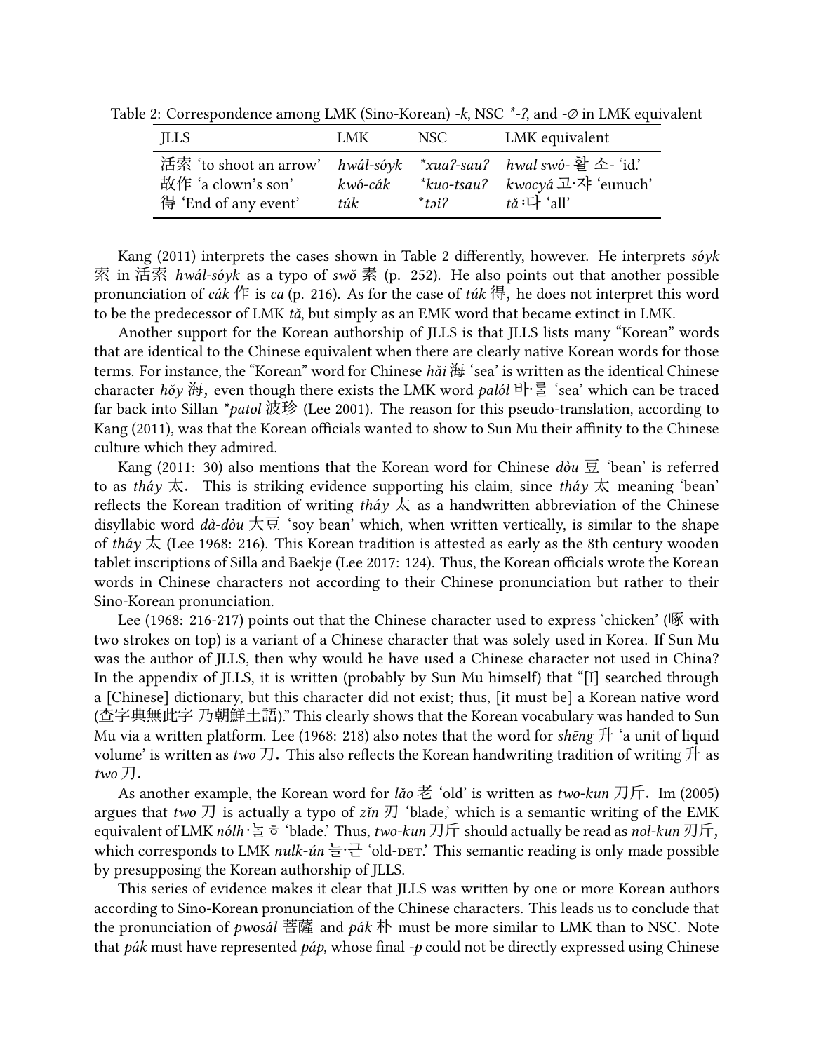Table 2: Correspondence among LMK (Sino-Korean) -*k*, NSC *\*-ʔ*, and -∅ in LMK equivalent

| JLLS | LMK | NSC | LMK equivalent |
|---|---|---|---|
| 活索 'to shoot an arrow' | *hwál-sóyk* | *\*xuaʔ-sauʔ* | *hwal swó-* 활 소- 'id.' |
| 故作 'a clown's son' | *kwó-cák* | *\*kuo-tsauʔ* | *kwocyá* 고·쟈 'eunuch' |
| 得 'End of any event' | *túk* | *\*təiʔ* | *tǎ* :다 'all' |

Kang (2011) interprets the cases shown in Table 2 differently, however. He interprets *sóyk* 索 in 活索 *hwál-sóyk* as a typo of *swǒ* 素 (p. 252). He also points out that another possible pronunciation of *cák* 作 is *ca* (p. 216). As for the case of *túk* 得, he does not interpret this word to be the predecessor of LMK *tǎ*, but simply as an EMK word that became extinct in LMK.

Another support for the Korean authorship of JLLS is that JLLS lists many "Korean" words that are identical to the Chinese equivalent when there are clearly native Korean words for those terms. For instance, the "Korean" word for Chinese *hǎi* 海 'sea' is written as the identical Chinese character *hǒy* 海, even though there exists the LMK word *palól* 바·룰 'sea' which can be traced far back into Sillan *\*patol* 波珍 (Lee 2001). The reason for this pseudo-translation, according to Kang (2011), was that the Korean officials wanted to show to Sun Mu their affinity to the Chinese culture which they admired.

Kang (2011: 30) also mentions that the Korean word for Chinese *dòu* 豆 'bean' is referred to as *tháy* 太. This is striking evidence supporting his claim, since *tháy* 太 meaning 'bean' reflects the Korean tradition of writing *tháy* 太 as a handwritten abbreviation of the Chinese disyllabic word *dà-dòu* 大豆 'soy bean' which, when written vertically, is similar to the shape of *tháy* 太 (Lee 1968: 216). This Korean tradition is attested as early as the 8th century wooden tablet inscriptions of Silla and Baekje (Lee 2017: 124). Thus, the Korean officials wrote the Korean words in Chinese characters not according to their Chinese pronunciation but rather to their Sino-Korean pronunciation.

Lee (1968: 216-217) points out that the Chinese character used to express 'chicken' (啄 with two strokes on top) is a variant of a Chinese character that was solely used in Korea. If Sun Mu was the author of JLLS, then why would he have used a Chinese character not used in China? In the appendix of JLLS, it is written (probably by Sun Mu himself) that "[I] searched through a [Chinese] dictionary, but this character did not exist; thus, [it must be] a Korean native word (查字典無此字 乃朝鮮土語)." This clearly shows that the Korean vocabulary was handed to Sun Mu via a written platform. Lee (1968: 218) also notes that the word for *shēng* 升 'a unit of liquid volume' is written as *two* 刀. This also reflects the Korean handwriting tradition of writing 升 as *two* 刀.

As another example, the Korean word for *lǎo* 老 'old' is written as *two-kun* 刀斤. Im (2005) argues that *two* 刀 is actually a typo of *zǐn* 刃 'blade,' which is a semantic writing of the EMK equivalent of LMK *nólh* ·놇 'blade.' Thus, *two-kun* 刀斤 should actually be read as *nol-kun* 刃斤, which corresponds to LMK *nulk-ún* 늘·근 'old-DET.' This semantic reading is only made possible by presupposing the Korean authorship of JLLS.

This series of evidence makes it clear that JLLS was written by one or more Korean authors according to Sino-Korean pronunciation of the Chinese characters. This leads us to conclude that the pronunciation of *pwosál* 菩薩 and *pák* 朴 must be more similar to LMK than to NSC. Note that *pák* must have represented *páp*, whose final -*p* could not be directly expressed using Chinese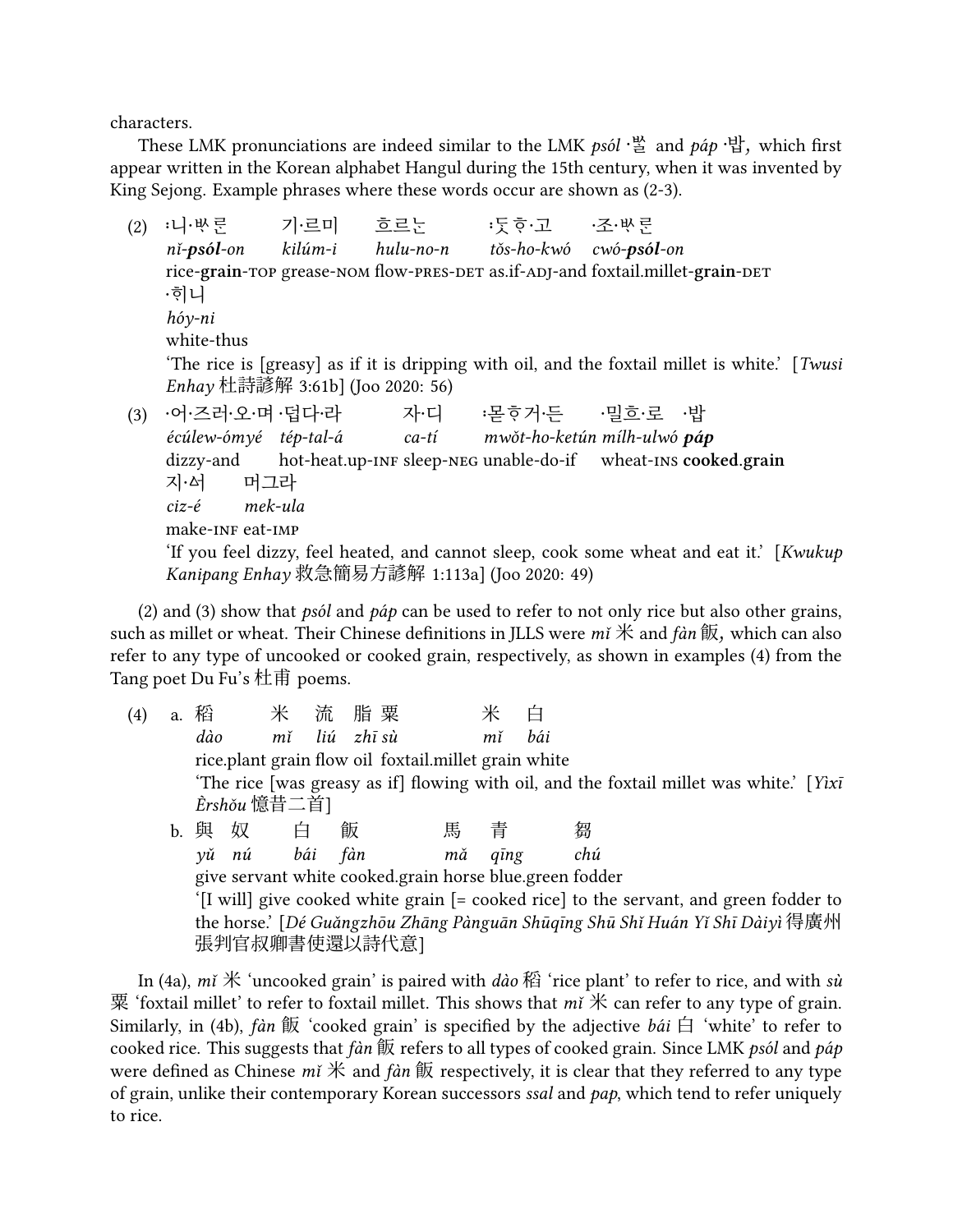characters.

These LMK pronunciations are indeed similar to the LMK *psól* ·쌀 and *páp* ·밥, which first appear written in the Korean alphabet Hangul during the 15th century, when it was invented by King Sejong. Example phrases where these words occur are shown as (2-3).

(2) :니·ᄡᆞ른 기·르미 흐르는 :듯ᄒᆞ·고 ·조·ᄡᆞ른
*nǐ-**psól**-on* *kilúm-i* *hulu-no-n* *tǒs-ho-kwó* *cwó-**psól**-on*
rice-**grain**-TOP grease-NOM flow-PRES-DET as.if-ADJ-and foxtail.millet-**grain**-DET
·희니
*hóy-ni*
white-thus
'The rice is [greasy] as if it is dripping with oil, and the foxtail millet is white.' [*Twusi Enhay* 杜詩諺解 3:61b] (Joo 2020: 56)

(3) ·어·즈러·오·며 ·덥다·라 자·디 :몯ᄒᆞ거·든 ·밀흐·로 ·밥
*écúlew-ómyé* *tép-tal-á* *ca-tí* *mwǒt-ho-ketún* *mílh-ulwó* ***páp***
dizzy-and hot-heat.up-INF sleep-NEG unable-do-if wheat-INS **cooked.grain**
지·석 머그라
*ciz-é* *mek-ula*
make-INF eat-IMP
'If you feel dizzy, feel heated, and cannot sleep, cook some wheat and eat it.' [*Kwukup Kanipang Enhay* 救急簡易方諺解 1:113a] (Joo 2020: 49)

(2) and (3) show that *psól* and *páp* can be used to refer to not only rice but also other grains, such as millet or wheat. Their Chinese definitions in JLLS were *mǐ* 米 and *fàn* 飯, which can also refer to any type of uncooked or cooked grain, respectively, as shown in examples (4) from the Tang poet Du Fu's 杜甫 poems.

(4) a. 稻 米 流 脂 粟 米 白
*dào* *mǐ* *liú* *zhī* *sù* *mǐ* *bái*
rice.plant grain flow oil foxtail.millet grain white
'The rice [was greasy as if] flowing with oil, and the foxtail millet was white.' [*Yìxī Èrshǒu* 憶昔二首]

b. 與 奴 白 飯 馬 青 芻
*yǔ* *nú* *bái* *fàn* *mǎ* *qīng* *chú*
give servant white cooked.grain horse blue.green fodder
'[I will] give cooked white grain [= cooked rice] to the servant, and green fodder to the horse.' [*Dé Guǎngzhōu Zhāng Pànguān Shūqīng Shū Shǐ Huán Yǐ Shī Dàiyì* 得廣州張判官叔卿書使還以詩代意]

In (4a), *mǐ* 米 'uncooked grain' is paired with *dào* 稻 'rice plant' to refer to rice, and with *sù* 粟 'foxtail millet' to refer to foxtail millet. This shows that *mǐ* 米 can refer to any type of grain. Similarly, in (4b), *fàn* 飯 'cooked grain' is specified by the adjective *bái* 白 'white' to refer to cooked rice. This suggests that *fàn* 飯 refers to all types of cooked grain. Since LMK *psól* and *páp* were defined as Chinese *mǐ* 米 and *fàn* 飯 respectively, it is clear that they referred to any type of grain, unlike their contemporary Korean successors *ssal* and *pap*, which tend to refer uniquely to rice.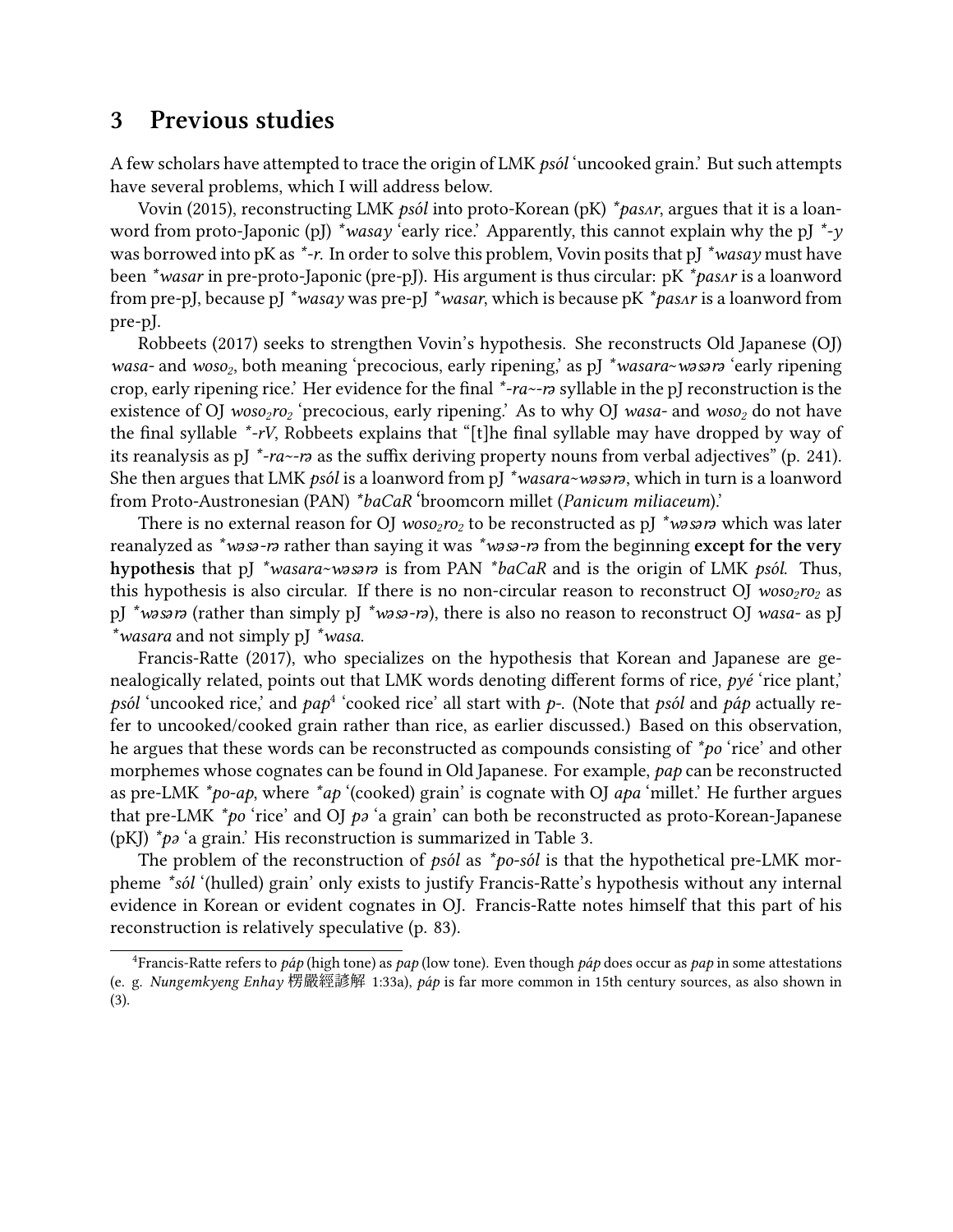## 3 Previous studies

A few scholars have attempted to trace the origin of LMK *psól* 'uncooked grain.' But such attempts have several problems, which I will address below.

Vovin (2015), reconstructing LMK *psól* into proto-Korean (pK) *\*pasʌr*, argues that it is a loanword from proto-Japonic (pJ) *\*wasay* 'early rice.' Apparently, this cannot explain why the pJ *\*-y* was borrowed into pK as *\*-r*. In order to solve this problem, Vovin posits that pJ *\*wasay* must have been *\*wasar* in pre-proto-Japonic (pre-pJ). His argument is thus circular: pK *\*pasʌr* is a loanword from pre-pJ, because pJ *\*wasay* was pre-pJ *\*wasar*, which is because pK *\*pasʌr* is a loanword from pre-pJ.

Robbeets (2017) seeks to strengthen Vovin's hypothesis. She reconstructs Old Japanese (OJ) *wasa-* and *woso₂*, both meaning 'precocious, early ripening,' as pJ *\*wasara~wəsərə* 'early ripening crop, early ripening rice.' Her evidence for the final *\*-ra~-rə* syllable in the pJ reconstruction is the existence of OJ *woso₂ro₂* 'precocious, early ripening.' As to why OJ *wasa-* and *woso₂* do not have the final syllable *\*-rV*, Robbeets explains that "[t]he final syllable may have dropped by way of its reanalysis as pJ *\*-ra~-rə* as the suffix deriving property nouns from verbal adjectives" (p. 241). She then argues that LMK *psól* is a loanword from pJ *\*wasara~wəsərə*, which in turn is a loanword from Proto-Austronesian (PAN) *\*baCaR* 'broomcorn millet (*Panicum miliaceum*).'

There is no external reason for OJ *woso₂ro₂* to be reconstructed as pJ *\*wəsərə* which was later reanalyzed as *\*wəsə-rə* rather than saying it was *\*wəsə-rə* from the beginning **except for the very hypothesis** that pJ *\*wasara~wəsərə* is from PAN *\*baCaR* and is the origin of LMK *psól*. Thus, this hypothesis is also circular. If there is no non-circular reason to reconstruct OJ *woso₂ro₂* as pJ *\*wəsərə* (rather than simply pJ *\*wəsə-rə*), there is also no reason to reconstruct OJ *wasa-* as pJ *\*wasara* and not simply pJ *\*wasa*.

Francis-Ratte (2017), who specializes on the hypothesis that Korean and Japanese are genealogically related, points out that LMK words denoting different forms of rice, *pyé* 'rice plant,' *psól* 'uncooked rice,' and *pap*[4] 'cooked rice' all start with *p-*. (Note that *psól* and *páp* actually refer to uncooked/cooked grain rather than rice, as earlier discussed.) Based on this observation, he argues that these words can be reconstructed as compounds consisting of *\*po* 'rice' and other morphemes whose cognates can be found in Old Japanese. For example, *pap* can be reconstructed as pre-LMK *\*po-ap*, where *\*ap* '(cooked) grain' is cognate with OJ *apa* 'millet.' He further argues that pre-LMK *\*po* 'rice' and OJ *pə* 'a grain' can both be reconstructed as proto-Korean-Japanese (pKJ) *\*pə* 'a grain.' His reconstruction is summarized in Table 3.

The problem of the reconstruction of *psól* as *\*po-sól* is that the hypothetical pre-LMK morpheme *\*sól* '(hulled) grain' only exists to justify Francis-Ratte's hypothesis without any internal evidence in Korean or evident cognates in OJ. Francis-Ratte notes himself that this part of his reconstruction is relatively speculative (p. 83).

[4] Francis-Ratte refers to *páp* (high tone) as *pap* (low tone). Even though *páp* does occur as *pap* in some attestations (e. g. *Nungemkyeng Enhay* 楞嚴經諺解 1:33a), *páp* is far more common in 15th century sources, as also shown in (3).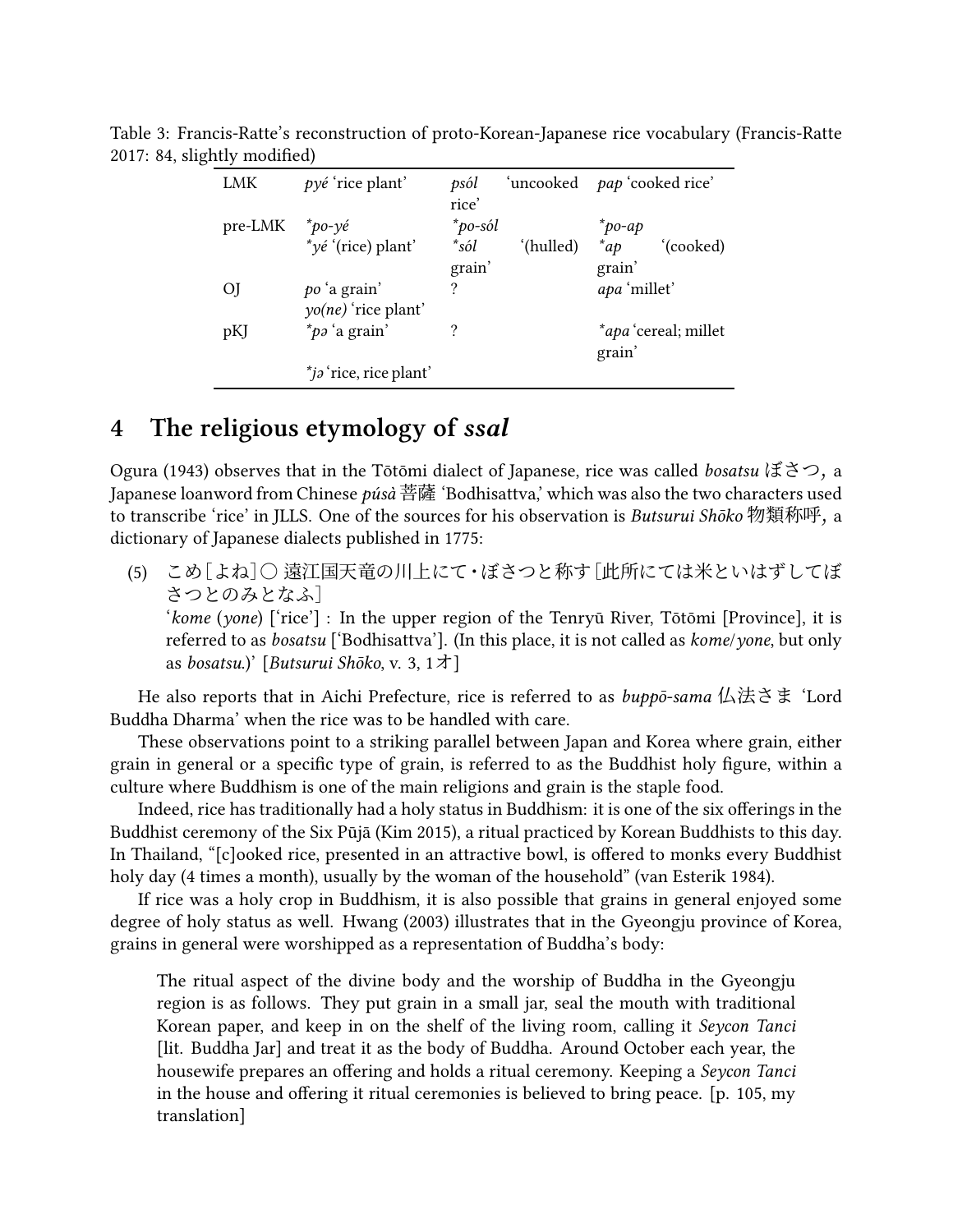Table 3: Francis-Ratte's reconstruction of proto-Korean-Japanese rice vocabulary (Francis-Ratte 2017: 84, slightly modified)

| | | | |
|---|---|---|---|
| LMK | *pyé* 'rice plant' | *psól* 'uncooked rice' | *pap* 'cooked rice' |
| pre-LMK | \**po-yé* | \**po-sól* | \**po-ap* |
| | \**yé* '(rice) plant' | \**sól* '(hulled) grain' | \**ap* '(cooked) grain' |
| OJ | *po* 'a grain' | ? | *apa* 'millet' |
| | *yo(ne)* 'rice plant' | | |
| pKJ | \**pə* 'a grain' | ? | \**apa* 'cereal; millet grain' |
| | \**jə* 'rice, rice plant' | | |

## 4 The religious etymology of *ssal*

Ogura (1943) observes that in the Tōtōmi dialect of Japanese, rice was called *bosatsu* ぼさつ*,* a Japanese loanword from Chinese *púsà* 菩薩 'Bodhisattva,' which was also the two characters used to transcribe 'rice' in JLLS. One of the sources for his observation is *Butsurui Shōko* 物類称呼*,* a dictionary of Japanese dialects published in 1775:

(5) こめ［よね］○ 遠江国天竜の川上にて・ぼさつと称す［此所にては米といはずしてぼさつとのみとなふ］
'*kome* (*yone*) ['rice'] : In the upper region of the Tenryū River, Tōtōmi [Province], it is referred to as *bosatsu* ['Bodhisattva']. (In this place, it is not called as *kome*/*yone*, but only as *bosatsu*.)' [*Butsurui Shōko*, v. 3, 1オ]

He also reports that in Aichi Prefecture, rice is referred to as *buppō-sama* 仏法さま 'Lord Buddha Dharma' when the rice was to be handled with care.

These observations point to a striking parallel between Japan and Korea where grain, either grain in general or a specific type of grain, is referred to as the Buddhist holy figure, within a culture where Buddhism is one of the main religions and grain is the staple food.

Indeed, rice has traditionally had a holy status in Buddhism: it is one of the six offerings in the Buddhist ceremony of the Six Pūjā (Kim 2015), a ritual practiced by Korean Buddhists to this day. In Thailand, "[c]ooked rice, presented in an attractive bowl, is offered to monks every Buddhist holy day (4 times a month), usually by the woman of the household" (van Esterik 1984).

If rice was a holy crop in Buddhism, it is also possible that grains in general enjoyed some degree of holy status as well. Hwang (2003) illustrates that in the Gyeongju province of Korea, grains in general were worshipped as a representation of Buddha's body:

> The ritual aspect of the divine body and the worship of Buddha in the Gyeongju region is as follows. They put grain in a small jar, seal the mouth with traditional Korean paper, and keep in on the shelf of the living room, calling it *Seycon Tanci* [lit. Buddha Jar] and treat it as the body of Buddha. Around October each year, the housewife prepares an offering and holds a ritual ceremony. Keeping a *Seycon Tanci* in the house and offering it ritual ceremonies is believed to bring peace. [p. 105, my translation]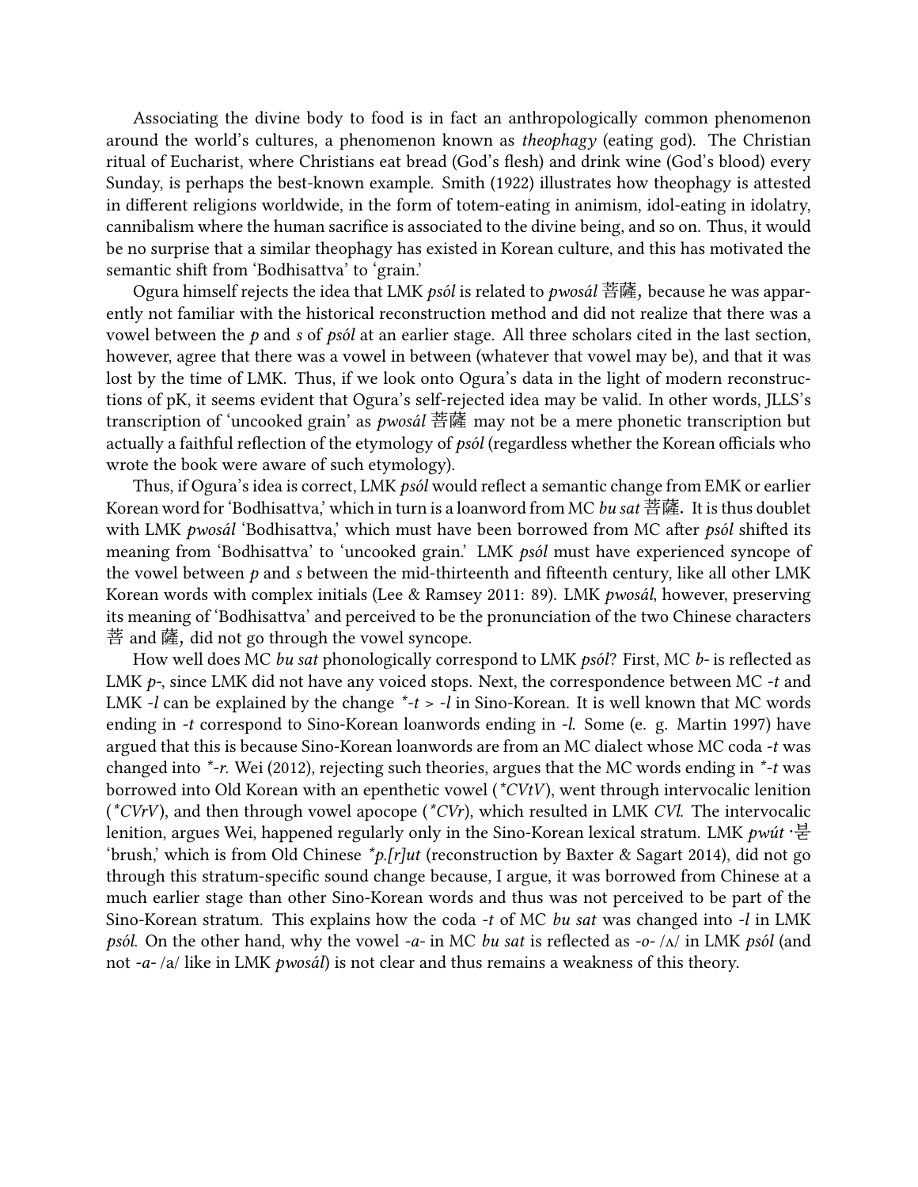Associating the divine body to food is in fact an anthropologically common phenomenon around the world's cultures, a phenomenon known as *theophagy* (eating god). The Christian ritual of Eucharist, where Christians eat bread (God's flesh) and drink wine (God's blood) every Sunday, is perhaps the best-known example. Smith (1922) illustrates how theophagy is attested in different religions worldwide, in the form of totem-eating in animism, idol-eating in idolatry, cannibalism where the human sacrifice is associated to the divine being, and so on. Thus, it would be no surprise that a similar theophagy has existed in Korean culture, and this has motivated the semantic shift from 'Bodhisattva' to 'grain.'

Ogura himself rejects the idea that LMK *psól* is related to *pwosál* 菩薩, because he was apparently not familiar with the historical reconstruction method and did not realize that there was a vowel between the *p* and *s* of *psól* at an earlier stage. All three scholars cited in the last section, however, agree that there was a vowel in between (whatever that vowel may be), and that it was lost by the time of LMK. Thus, if we look onto Ogura's data in the light of modern reconstructions of pK, it seems evident that Ogura's self-rejected idea may be valid. In other words, JLLS's transcription of 'uncooked grain' as *pwosál* 菩薩 may not be a mere phonetic transcription but actually a faithful reflection of the etymology of *psól* (regardless whether the Korean officials who wrote the book were aware of such etymology).

Thus, if Ogura's idea is correct, LMK *psól* would reflect a semantic change from EMK or earlier Korean word for 'Bodhisattva,' which in turn is a loanword from MC *bu sat* 菩薩. It is thus doublet with LMK *pwosál* 'Bodhisattva,' which must have been borrowed from MC after *psól* shifted its meaning from 'Bodhisattva' to 'uncooked grain.' LMK *psól* must have experienced syncope of the vowel between *p* and *s* between the mid-thirteenth and fifteenth century, like all other LMK Korean words with complex initials (Lee & Ramsey 2011: 89). LMK *pwosál*, however, preserving its meaning of 'Bodhisattva' and perceived to be the pronunciation of the two Chinese characters 菩 and 薩, did not go through the vowel syncope.

How well does MC *bu sat* phonologically correspond to LMK *psól*? First, MC *b-* is reflected as LMK *p-*, since LMK did not have any voiced stops. Next, the correspondence between MC *-t* and LMK *-l* can be explained by the change *\*-t* > *-l* in Sino-Korean. It is well known that MC words ending in *-t* correspond to Sino-Korean loanwords ending in *-l*. Some (e. g. Martin 1997) have argued that this is because Sino-Korean loanwords are from an MC dialect whose MC coda *-t* was changed into *\*-r*. Wei (2012), rejecting such theories, argues that the MC words ending in *\*-t* was borrowed into Old Korean with an epenthetic vowel (*\*CVtV*), went through intervocalic lenition (*\*CVrV*), and then through vowel apocope (*\*CVr*), which resulted in LMK *CVl*. The intervocalic lenition, argues Wei, happened regularly only in the Sino-Korean lexical stratum. LMK *pwút* ·붇 'brush,' which is from Old Chinese *\*p.[r]ut* (reconstruction by Baxter & Sagart 2014), did not go through this stratum-specific sound change because, I argue, it was borrowed from Chinese at a much earlier stage than other Sino-Korean words and thus was not perceived to be part of the Sino-Korean stratum. This explains how the coda *-t* of MC *bu sat* was changed into *-l* in LMK *psól*. On the other hand, why the vowel *-a-* in MC *bu sat* is reflected as *-o-* /ʌ/ in LMK *psól* (and not *-a-* /a/ like in LMK *pwosál*) is not clear and thus remains a weakness of this theory.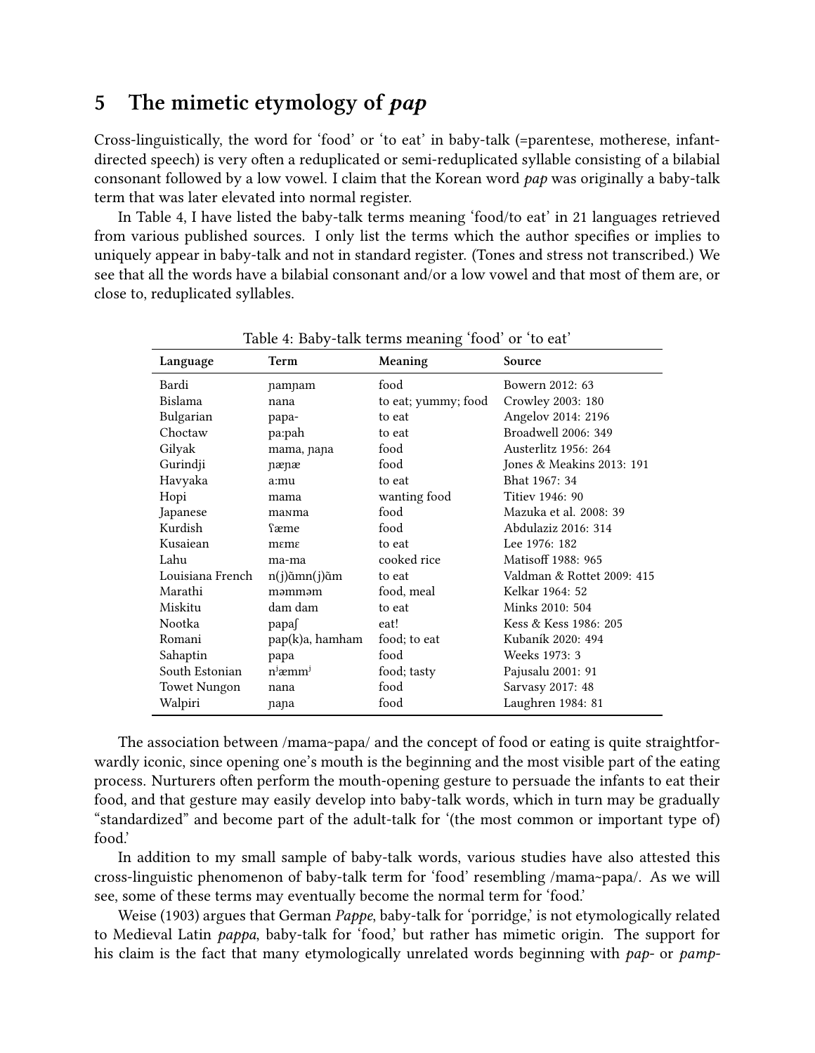## 5 The mimetic etymology of *pap*

Cross-linguistically, the word for 'food' or 'to eat' in baby-talk (=parentese, motherese, infant-directed speech) is very often a reduplicated or semi-reduplicated syllable consisting of a bilabial consonant followed by a low vowel. I claim that the Korean word *pap* was originally a baby-talk term that was later elevated into normal register.

In Table 4, I have listed the baby-talk terms meaning 'food/to eat' in 21 languages retrieved from various published sources. I only list the terms which the author specifies or implies to uniquely appear in baby-talk and not in standard register. (Tones and stress not transcribed.) We see that all the words have a bilabial consonant and/or a low vowel and that most of them are, or close to, reduplicated syllables.

Table 4: Baby-talk terms meaning 'food' or 'to eat'

| Language | Term | Meaning | Source |
|---|---|---|---|
| Bardi | ɲamɲam | food | Bowern 2012: 63 |
| Bislama | nana | to eat; yummy; food | Crowley 2003: 180 |
| Bulgarian | papa- | to eat | Angelov 2014: 2196 |
| Choctaw | pa:pah | to eat | Broadwell 2006: 349 |
| Gilyak | mama, ɲaɲa | food | Austerlitz 1956: 264 |
| Gurindji | ɲæɲæ | food | Jones & Meakins 2013: 191 |
| Havyaka | a:mu | to eat | Bhat 1967: 34 |
| Hopi | mama | wanting food | Titiev 1946: 90 |
| Japanese | maɴma | food | Mazuka et al. 2008: 39 |
| Kurdish | ʕæme | food | Abdulaziz 2016: 314 |
| Kusaiean | mɛmɛ | to eat | Lee 1976: 182 |
| Lahu | ma-ma | cooked rice | Matisoff 1988: 965 |
| Louisiana French | n(j)ɑ̃mn(j)ɑ̃m | to eat | Valdman & Rottet 2009: 415 |
| Marathi | məmməm | food, meal | Kelkar 1964: 52 |
| Miskitu | dam dam | to eat | Minks 2010: 504 |
| Nootka | papaʃ | eat! | Kess & Kess 1986: 205 |
| Romani | pap(k)a, hamham | food; to eat | Kubaník 2020: 494 |
| Sahaptin | papa | food | Weeks 1973: 3 |
| South Estonian | nʲæmmʲ | food; tasty | Pajusalu 2001: 91 |
| Towet Nungon | nana | food | Sarvasy 2017: 48 |
| Walpiri | ɲaɲa | food | Laughren 1984: 81 |

The association between /mama~papa/ and the concept of food or eating is quite straightforwardly iconic, since opening one's mouth is the beginning and the most visible part of the eating process. Nurturers often perform the mouth-opening gesture to persuade the infants to eat their food, and that gesture may easily develop into baby-talk words, which in turn may be gradually "standardized" and become part of the adult-talk for '(the most common or important type of) food.'

In addition to my small sample of baby-talk words, various studies have also attested this cross-linguistic phenomenon of baby-talk term for 'food' resembling /mama~papa/. As we will see, some of these terms may eventually become the normal term for 'food.'

Weise (1903) argues that German *Pappe*, baby-talk for 'porridge,' is not etymologically related to Medieval Latin *pappa*, baby-talk for 'food,' but rather has mimetic origin. The support for his claim is the fact that many etymologically unrelated words beginning with *pap-* or *pamp-*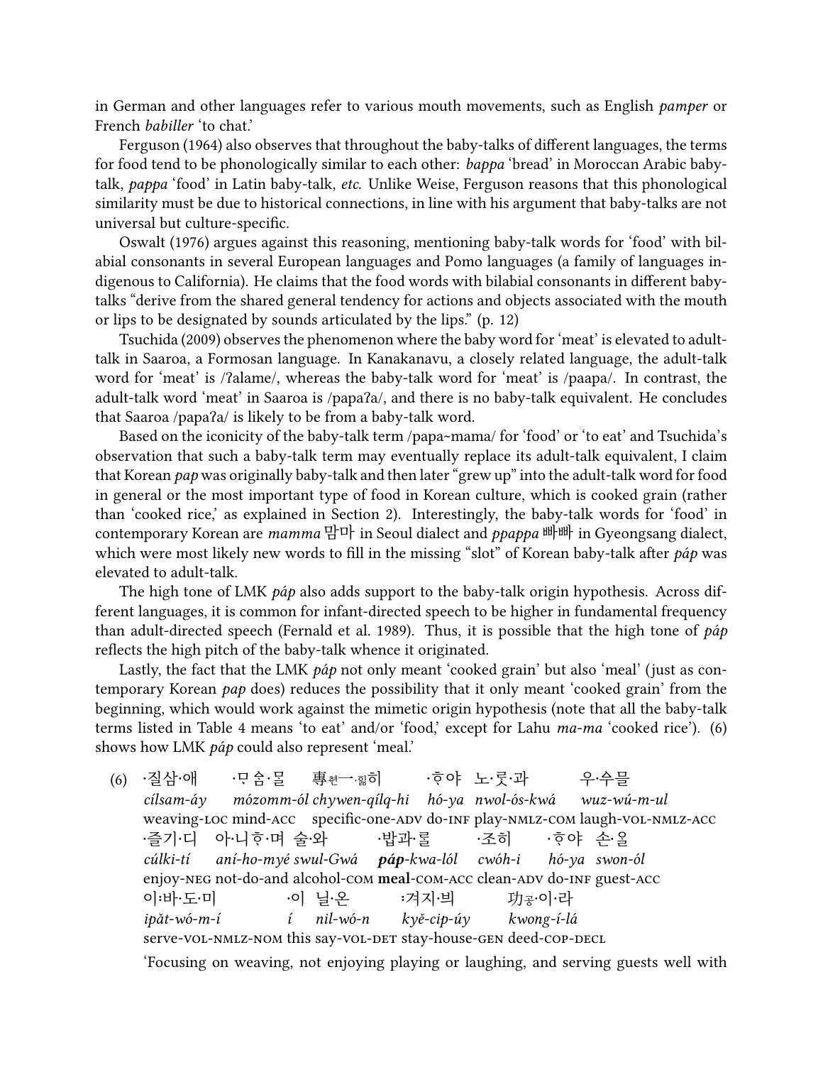in German and other languages refer to various mouth movements, such as English *pamper* or French *babiller* 'to chat.'

Ferguson (1964) also observes that throughout the baby-talks of different languages, the terms for food tend to be phonologically similar to each other: *bappa* 'bread' in Moroccan Arabic baby-talk, *pappa* 'food' in Latin baby-talk, *etc.* Unlike Weise, Ferguson reasons that this phonological similarity must be due to historical connections, in line with his argument that baby-talks are not universal but culture-specific.

Oswalt (1976) argues against this reasoning, mentioning baby-talk words for 'food' with bilabial consonants in several European languages and Pomo languages (a family of languages indigenous to California). He claims that the food words with bilabial consonants in different baby-talks "derive from the shared general tendency for actions and objects associated with the mouth or lips to be designated by sounds articulated by the lips." (p. 12)

Tsuchida (2009) observes the phenomenon where the baby word for 'meat' is elevated to adult-talk in Saaroa, a Formosan language. In Kanakanavu, a closely related language, the adult-talk word for 'meat' is /ʔalame/, whereas the baby-talk word for 'meat' is /paapa/. In contrast, the adult-talk word 'meat' in Saaroa is /papaʔa/, and there is no baby-talk equivalent. He concludes that Saaroa /papaʔa/ is likely to be from a baby-talk word.

Based on the iconicity of the baby-talk term /papa~mama/ for 'food' or 'to eat' and Tsuchida's observation that such a baby-talk term may eventually replace its adult-talk equivalent, I claim that Korean *pap* was originally baby-talk and then later "grew up" into the adult-talk word for food in general or the most important type of food in Korean culture, which is cooked grain (rather than 'cooked rice,' as explained in Section 2). Interestingly, the baby-talk words for 'food' in contemporary Korean are *mamma* 맘마 in Seoul dialect and *ppappa* 빠빠 in Gyeongsang dialect, which were most likely new words to fill in the missing "slot" of Korean baby-talk after *páp* was elevated to adult-talk.

The high tone of LMK *páp* also adds support to the baby-talk origin hypothesis. Across different languages, it is common for infant-directed speech to be higher in fundamental frequency than adult-directed speech (Fernald et al. 1989). Thus, it is possible that the high tone of *páp* reflects the high pitch of the baby-talk whence it originated.

Lastly, the fact that the LMK *páp* not only meant 'cooked grain' but also 'meal' (just as contemporary Korean *pap* does) reduces the possibility that it only meant 'cooked grain' from the beginning, which would work against the mimetic origin hypothesis (note that all the baby-talk terms listed in Table 4 means 'to eat' and/or 'food,' except for Lahu *ma-ma* 'cooked rice'). (6) shows how LMK *páp* could also represent 'meal.'

(6) ·질삼·애 ·ᄆᆞᅀᆞᆷ·ᄋᆞᆯ 專쳔一·ᅙᆞᆯ히 ·ᄒᆞ야 노·롯·과 우·수믈
*cílsam-áy* *mózomm-ól* *chywen-qílq-hi* *hó-ya* *nwol-ós-kwá* *wuz-wú-m-ul*
weaving-LOC mind-ACC specific-one-ADV do-INF play-NMLZ-COM laugh-VOL-NMLZ-ACC
·즐기·디 아·니ᄒᆞ·며 술·와 ·밥과·ᄅᆞᆯ ·조히 ·ᄒᆞ야 손·ᄋᆞᆯ
*cúlki-tí* *aní-ho-myé* *swul-Gwá* ***páp****-kwa-lól* *cwóh-i* *hó-ya* *swon-ól*
enjoy-NEG not-do-and alcohol-COM **meal**-COM-ACC clean-ADV do-INF guest-ACC
이:바·도·미 ·이 닐·온 :겨지·븨 功공·이·라
*ipǎt-wó-m-í* *í* *nil-wó-n* *kyě-cip-úy* *kwong-í-lá*
serve-VOL-NMLZ-NOM this say-VOL-DET stay-house-GEN deed-COP-DECL

'Focusing on weaving, not enjoying playing or laughing, and serving guests well with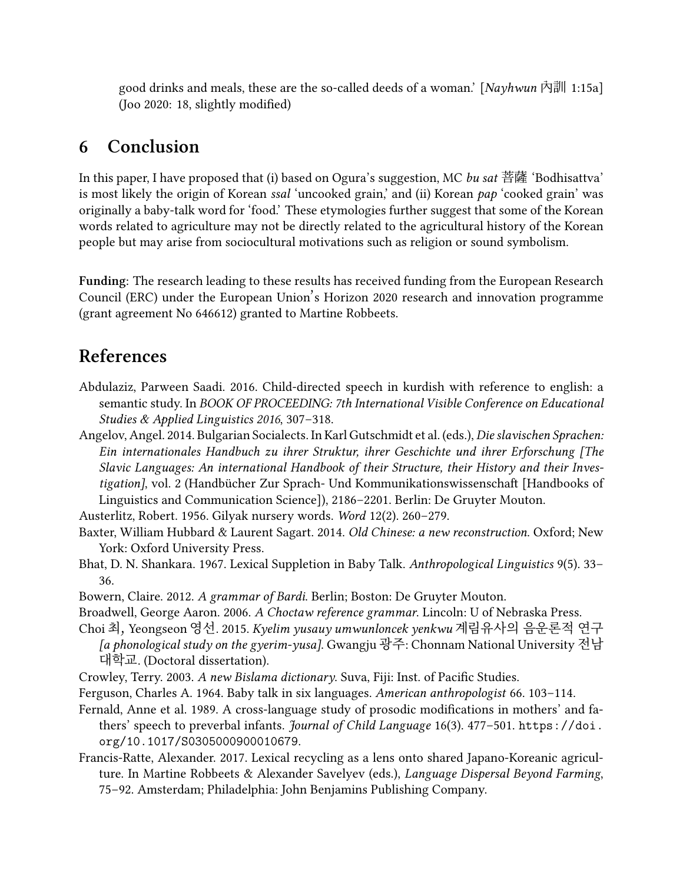good drinks and meals, these are the so-called deeds of a woman.' [*Nayhwun* 內訓 1:15a] (Joo 2020: 18, slightly modified)

## 6 Conclusion

In this paper, I have proposed that (i) based on Ogura's suggestion, MC *bu sat* 菩薩 'Bodhisattva' is most likely the origin of Korean *ssal* 'uncooked grain,' and (ii) Korean *pap* 'cooked grain' was originally a baby-talk word for 'food.' These etymologies further suggest that some of the Korean words related to agriculture may not be directly related to the agricultural history of the Korean people but may arise from sociocultural motivations such as religion or sound symbolism.

**Funding**: The research leading to these results has received funding from the European Research Council (ERC) under the European Union's Horizon 2020 research and innovation programme (grant agreement No 646612) granted to Martine Robbeets.

## References

Abdulaziz, Parween Saadi. 2016. Child-directed speech in kurdish with reference to english: a semantic study. In *BOOK OF PROCEEDING: 7th International Visible Conference on Educational Studies & Applied Linguistics 2016*, 307–318.

Angelov, Angel. 2014. Bulgarian Socialects. In Karl Gutschmidt et al. (eds.), *Die slavischen Sprachen: Ein internationales Handbuch zu ihrer Struktur, ihrer Geschichte und ihrer Erforschung [The Slavic Languages: An international Handbook of their Structure, their History and their Investigation]*, vol. 2 (Handbücher Zur Sprach- Und Kommunikationswissenschaft [Handbooks of Linguistics and Communication Science]), 2186–2201. Berlin: De Gruyter Mouton.

Austerlitz, Robert. 1956. Gilyak nursery words. *Word* 12(2). 260–279.

Baxter, William Hubbard & Laurent Sagart. 2014. *Old Chinese: a new reconstruction*. Oxford; New York: Oxford University Press.

Bhat, D. N. Shankara. 1967. Lexical Suppletion in Baby Talk. *Anthropological Linguistics* 9(5). 33–36.

Bowern, Claire. 2012. *A grammar of Bardi*. Berlin; Boston: De Gruyter Mouton.

Broadwell, George Aaron. 2006. *A Choctaw reference grammar*. Lincoln: U of Nebraska Press.

Choi 최, Yeongseon 영선. 2015. *Kyelim yusauy umwunloncek yenkwu* 계림유사의 음운론적 연구 *[a phonological study on the gyerim-yusa]*. Gwangju 광주: Chonnam National University 전남대학교. (Doctoral dissertation).

Crowley, Terry. 2003. *A new Bislama dictionary*. Suva, Fiji: Inst. of Pacific Studies.

Ferguson, Charles A. 1964. Baby talk in six languages. *American anthropologist* 66. 103–114.

Fernald, Anne et al. 1989. A cross-language study of prosodic modifications in mothers' and fathers' speech to preverbal infants. *Journal of Child Language* 16(3). 477–501. https://doi.org/10.1017/S0305000900010679.

Francis-Ratte, Alexander. 2017. Lexical recycling as a lens onto shared Japano-Koreanic agriculture. In Martine Robbeets & Alexander Savelyev (eds.), *Language Dispersal Beyond Farming*, 75–92. Amsterdam; Philadelphia: John Benjamins Publishing Company.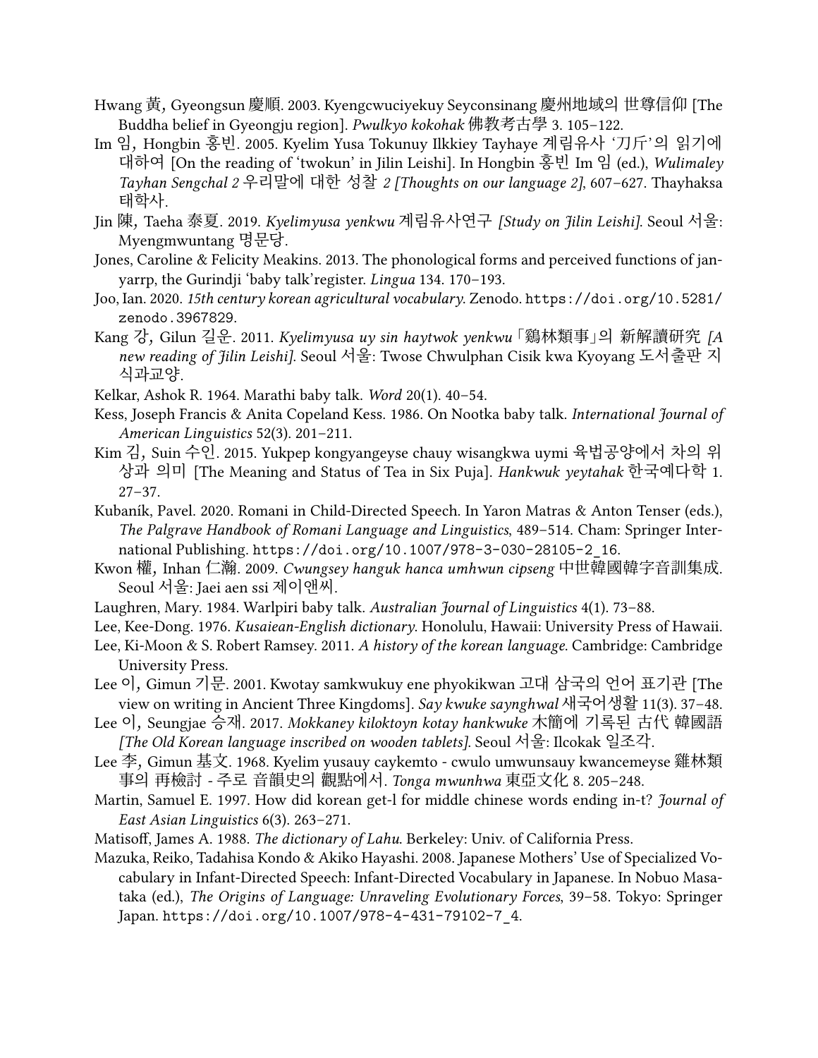Hwang 黃, Gyeongsun 慶順. 2003. Kyengcwuciyekuy Seyconsinang 慶州地域의 世尊信仰 [The Buddha belief in Gyeongju region]. *Pwulkyo kokohak* 佛教考古學 3. 105–122.

Im 임, Hongbin 홍빈. 2005. Kyelim Yusa Tokunuy Ilkkiey Tayhaye 계림유사 '刀斤'의 읽기에 대하여 [On the reading of 'twokun' in Jilin Leishi]. In Hongbin 홍빈 Im 임 (ed.), *Wulimaley Tayhan Sengchal 2* 우리말에 대한 성찰 *2 [Thoughts on our language 2]*, 607–627. Thayhaksa 태학사.

Jin 陳, Taeha 泰夏. 2019. *Kyelimyusa yenkwu* 계림유사연구 *[Study on Jilin Leishi]*. Seoul 서울: Myengmwuntang 명문당.

Jones, Caroline & Felicity Meakins. 2013. The phonological forms and perceived functions of janyarrp, the Gurindji 'baby talk'register. *Lingua* 134. 170–193.

Joo, Ian. 2020. *15th century korean agricultural vocabulary*. Zenodo. https://doi.org/10.5281/zenodo.3967829.

Kang 강, Gilun 길운. 2011. *Kyelimyusa uy sin haytwok yenkwu* 「鷄林類事」의 新解讀研究 *[A new reading of Jilin Leishi]*. Seoul 서울: Twose Chwulphan Cisik kwa Kyoyang 도서출판 지식과교양.

Kelkar, Ashok R. 1964. Marathi baby talk. *Word* 20(1). 40–54.

Kess, Joseph Francis & Anita Copeland Kess. 1986. On Nootka baby talk. *International Journal of American Linguistics* 52(3). 201–211.

Kim 김, Suin 수인. 2015. Yukpep kongyangeyse chauy wisangkwa uymi 육법공양에서 차의 위상과 의미 [The Meaning and Status of Tea in Six Puja]. *Hankwuk yeytahak* 한국예다학 1. 27–37.

Kubaník, Pavel. 2020. Romani in Child-Directed Speech. In Yaron Matras & Anton Tenser (eds.), *The Palgrave Handbook of Romani Language and Linguistics*, 489–514. Cham: Springer International Publishing. https://doi.org/10.1007/978-3-030-28105-2_16.

Kwon 權, Inhan 仁瀚. 2009. *Cwungsey hanguk hanca umhwun cipseng* 中世韓國韓字音訓集成. Seoul 서울: Jaei aen ssi 제이앤씨.

Laughren, Mary. 1984. Warlpiri baby talk. *Australian Journal of Linguistics* 4(1). 73–88.

Lee, Kee-Dong. 1976. *Kusaiean-English dictionary*. Honolulu, Hawaii: University Press of Hawaii.

Lee, Ki-Moon & S. Robert Ramsey. 2011. *A history of the korean language*. Cambridge: Cambridge University Press.

Lee 이, Gimun 기문. 2001. Kwotay samkwukuy ene phyokikwan 고대 삼국의 언어 표기관 [The view on writing in Ancient Three Kingdoms]. *Say kwuke saynghwal* 새국어생활 11(3). 37–48.

Lee 이, Seungjae 승재. 2017. *Mokkaney kiloktoyn kotay hankwuke* 木簡에 기록된 古代 韓國語 *[The Old Korean language inscribed on wooden tablets]*. Seoul 서울: Ilcokak 일조각.

Lee 李, Gimun 基文. 1968. Kyelim yusauy caykemto - cwulo umwunsauy kwancemeyse 雞林類事의 再檢討 - 주로 音韻史의 觀點에서. *Tonga mwunhwa* 東亞文化 8. 205–248.

Martin, Samuel E. 1997. How did korean get-l for middle chinese words ending in-t? *Journal of East Asian Linguistics* 6(3). 263–271.

Matisoff, James A. 1988. *The dictionary of Lahu*. Berkeley: Univ. of California Press.

Mazuka, Reiko, Tadahisa Kondo & Akiko Hayashi. 2008. Japanese Mothers' Use of Specialized Vocabulary in Infant-Directed Speech: Infant-Directed Vocabulary in Japanese. In Nobuo Masataka (ed.), *The Origins of Language: Unraveling Evolutionary Forces*, 39–58. Tokyo: Springer Japan. https://doi.org/10.1007/978-4-431-79102-7_4.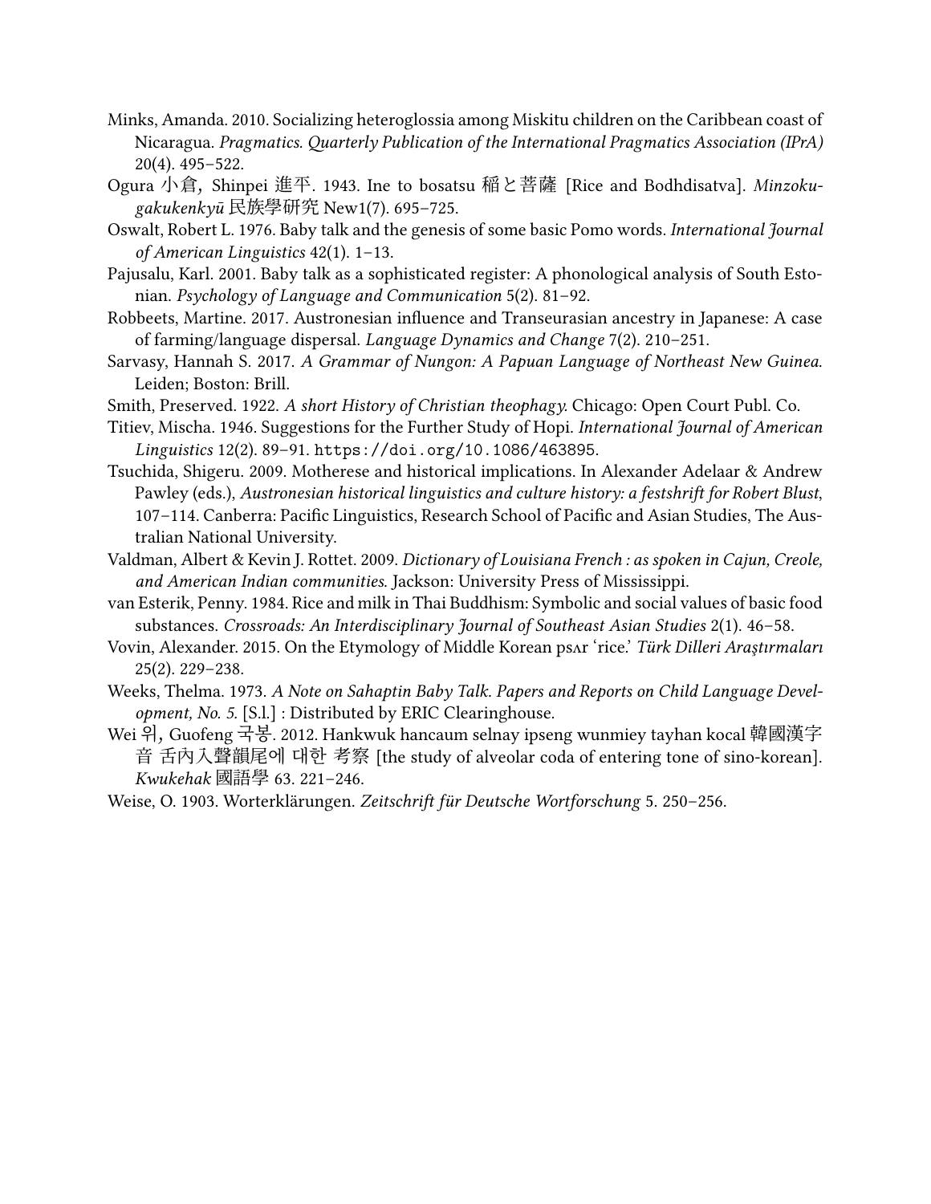Minks, Amanda. 2010. Socializing heteroglossia among Miskitu children on the Caribbean coast of Nicaragua. *Pragmatics. Quarterly Publication of the International Pragmatics Association (IPrA)* 20(4). 495–522.

Ogura 小倉, Shinpei 進平. 1943. Ine to bosatsu 稲と菩薩 [Rice and Bodhdisatva]. *Minzokugakukenkyū* 民族學研究 New1(7). 695–725.

Oswalt, Robert L. 1976. Baby talk and the genesis of some basic Pomo words. *International Journal of American Linguistics* 42(1). 1–13.

Pajusalu, Karl. 2001. Baby talk as a sophisticated register: A phonological analysis of South Estonian. *Psychology of Language and Communication* 5(2). 81–92.

Robbeets, Martine. 2017. Austronesian influence and Transeurasian ancestry in Japanese: A case of farming/language dispersal. *Language Dynamics and Change* 7(2). 210–251.

Sarvasy, Hannah S. 2017. *A Grammar of Nungon: A Papuan Language of Northeast New Guinea*. Leiden; Boston: Brill.

Smith, Preserved. 1922. *A short History of Christian theophagy.* Chicago: Open Court Publ. Co.

Titiev, Mischa. 1946. Suggestions for the Further Study of Hopi. *International Journal of American Linguistics* 12(2). 89–91. https://doi.org/10.1086/463895.

Tsuchida, Shigeru. 2009. Motherese and historical implications. In Alexander Adelaar & Andrew Pawley (eds.), *Austronesian historical linguistics and culture history: a festshrift for Robert Blust*, 107–114. Canberra: Pacific Linguistics, Research School of Pacific and Asian Studies, The Australian National University.

Valdman, Albert & Kevin J. Rottet. 2009. *Dictionary of Louisiana French : as spoken in Cajun, Creole, and American Indian communities*. Jackson: University Press of Mississippi.

van Esterik, Penny. 1984. Rice and milk in Thai Buddhism: Symbolic and social values of basic food substances. *Crossroads: An Interdisciplinary Journal of Southeast Asian Studies* 2(1). 46–58.

Vovin, Alexander. 2015. On the Etymology of Middle Korean psʌr 'rice.' *Türk Dilleri Araştırmaları* 25(2). 229–238.

Weeks, Thelma. 1973. *A Note on Sahaptin Baby Talk. Papers and Reports on Child Language Development, No. 5.* [S.l.] : Distributed by ERIC Clearinghouse.

Wei 위, Guofeng 국봉. 2012. Hankwuk hancaum selnay ipseng wunmiey tayhan kocal 韓國漢字音 舌內入聲韻尾에 대한 考察 [the study of alveolar coda of entering tone of sino-korean]. *Kwukehak* 國語學 63. 221–246.

Weise, O. 1903. Worterklärungen. *Zeitschrift für Deutsche Wortforschung* 5. 250–256.